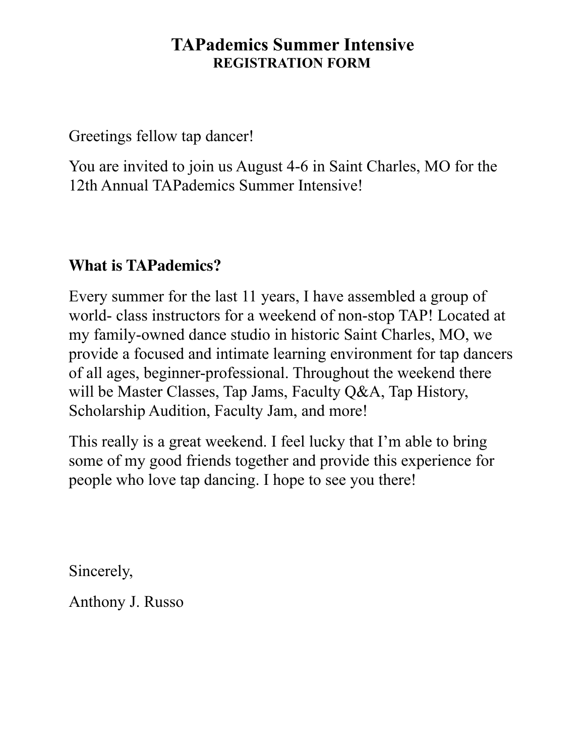# TAPademics Summer Intensive

## REGISTRATION FORM

Greetings fellow tap dancer!

You are invited to join us August 4-6 in Saint Charles, MO for the 12th Annual TAPademics Summer Intensive!

**What is TAPademics?**

Every summer for the last 11 years, I have assembled a group of world- class instructors for a weekend of non-stop TAP! Located at my family-owned dance studio in historic Saint Charles, MO, we provide a focused and intimate learning environment for tap dancers of all ages, beginner-professional. Throughout the weekend there will be Master Classes, Tap Jams, Faculty Q&A, Tap History, Scholarship Audition, Faculty Jam, and more!

This really is a great weekend. I feel lucky that I'm able to bring some of my good friends together and provide this experience for people who love tap dancing. I hope to see you there!

Sincerely,

Anthony J. Russo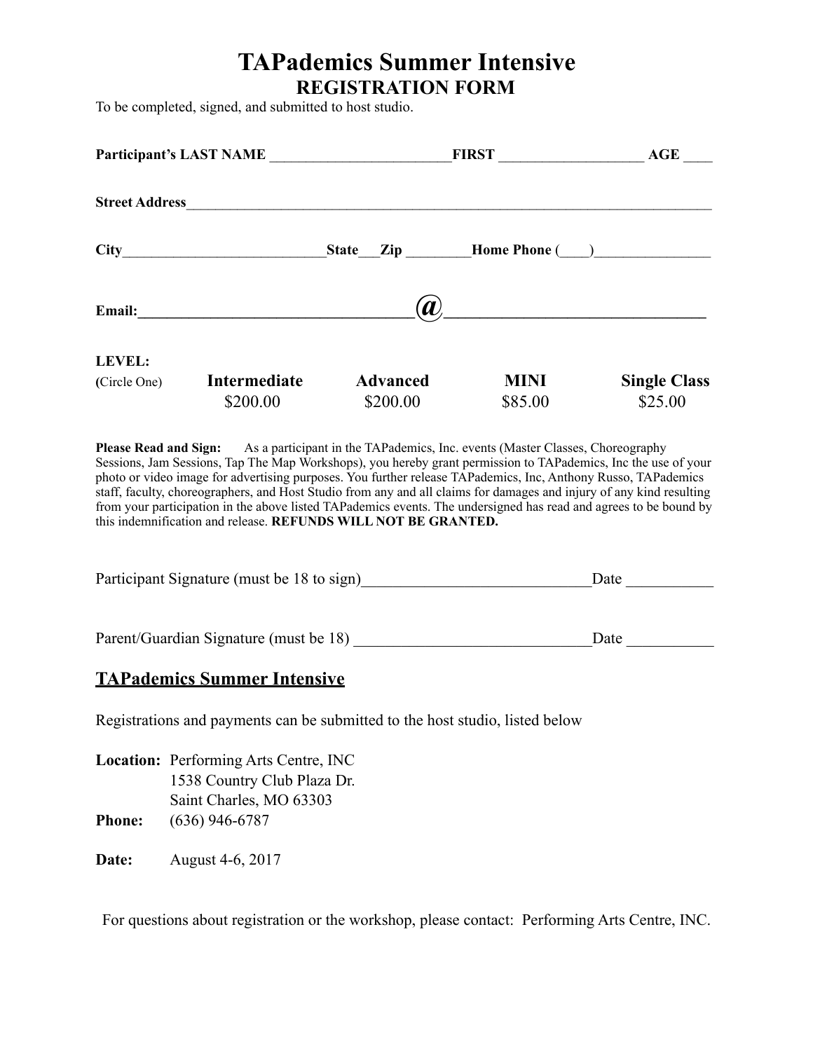# TAPademics Summer Intensive

## REGISTRATION FORM

To be completed, signed, and submitted to host studio.

**Participant's LAST NAME** _________________________ **FIRST** ____________________ **AGE** ____

**Street Address**___________________________________________________________________________

**City**____________________________ **State**___ **Zip** _________ **Home Phone** (____)________________

**Email:**____________________________________ **@** __________________________________

**LEVEL:**
(Circle One)

| Intermediate | Advanced | MINI | Single Class |
|---|---|---|---|
| $200.00 | $200.00 | $85.00 | $25.00 |

**Please Read and Sign:** As a participant in the TAPademics, Inc. events (Master Classes, Choreography Sessions, Jam Sessions, Tap The Map Workshops), you hereby grant permission to TAPademics, Inc the use of your photo or video image for advertising purposes. You further release TAPademics, Inc, Anthony Russo, TAPademics staff, faculty, choreographers, and Host Studio from any and all claims for damages and injury of any kind resulting from your participation in the above listed TAPademics events. The undersigned has read and agrees to be bound by this indemnification and release. **REFUNDS WILL NOT BE GRANTED.**

Participant Signature (must be 18 to sign)_____________________________ Date ___________

Parent/Guardian Signature (must be 18) ______________________________ Date ___________

## TAPademics Summer Intensive

Registrations and payments can be submitted to the host studio, listed below

**Location:** Performing Arts Centre, INC
1538 Country Club Plaza Dr.
Saint Charles, MO 63303

**Phone:** (636) 946-6787

**Date:** August 4-6, 2017

For questions about registration or the workshop, please contact: Performing Arts Centre, INC.